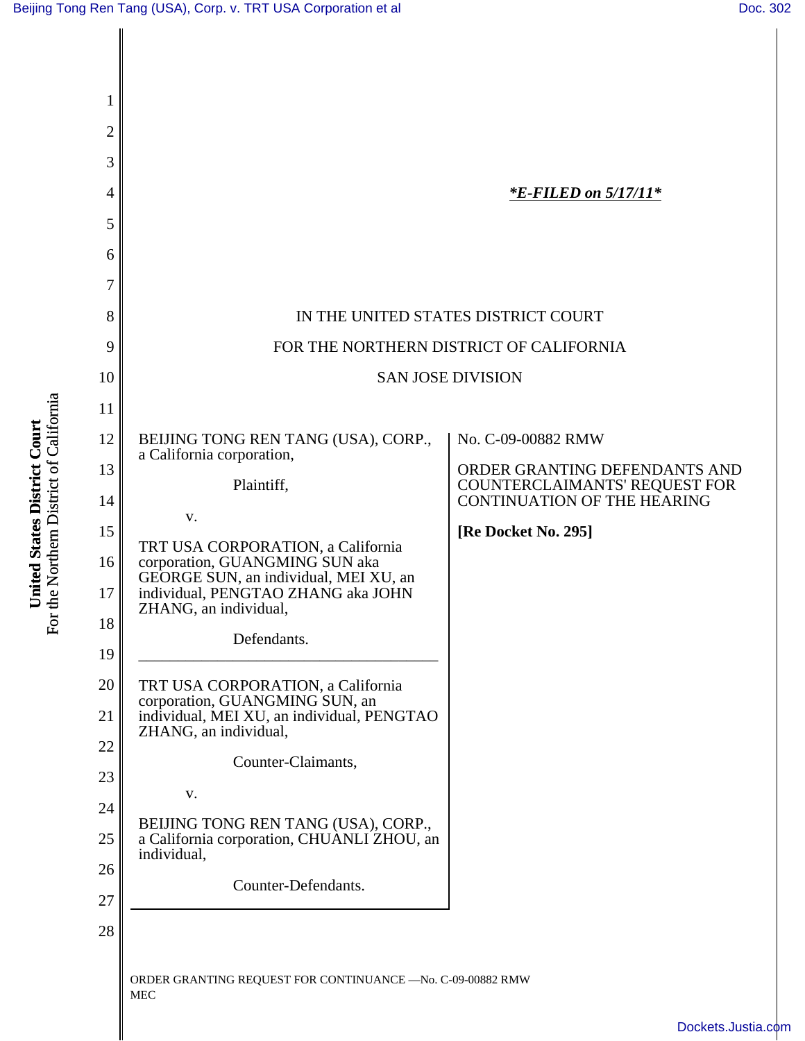*E-FILED on 5/17/11*

IN THE UNITED STATES DISTRICT COURT

FOR THE NORTHERN DISTRICT OF CALIFORNIA

SAN JOSE DIVISION

BEIJING TONG REN TANG (USA), CORP., a California corporation,

Plaintiff,

v.

TRT USA CORPORATION, a California corporation, GUANGMING SUN aka GEORGE SUN, an individual, MEI XU, an individual, PENGTAO ZHANG aka JOHN ZHANG, an individual,

Defendants.

---

TRT USA CORPORATION, a California corporation, GUANGMING SUN, an individual, MEI XU, an individual, PENGTAO ZHANG, an individual,

Counter-Claimants,

v.

BEIJING TONG REN TANG (USA), CORP., a California corporation, CHUANLI ZHOU, an individual,

Counter-Defendants.

No. C-09-00882 RMW

ORDER GRANTING DEFENDANTS AND COUNTERCLAIMANTS' REQUEST FOR CONTINUATION OF THE HEARING

**[Re Docket No. 295]**

ORDER GRANTING REQUEST FOR CONTINUANCE —No. C-09-00882 RMW
MEC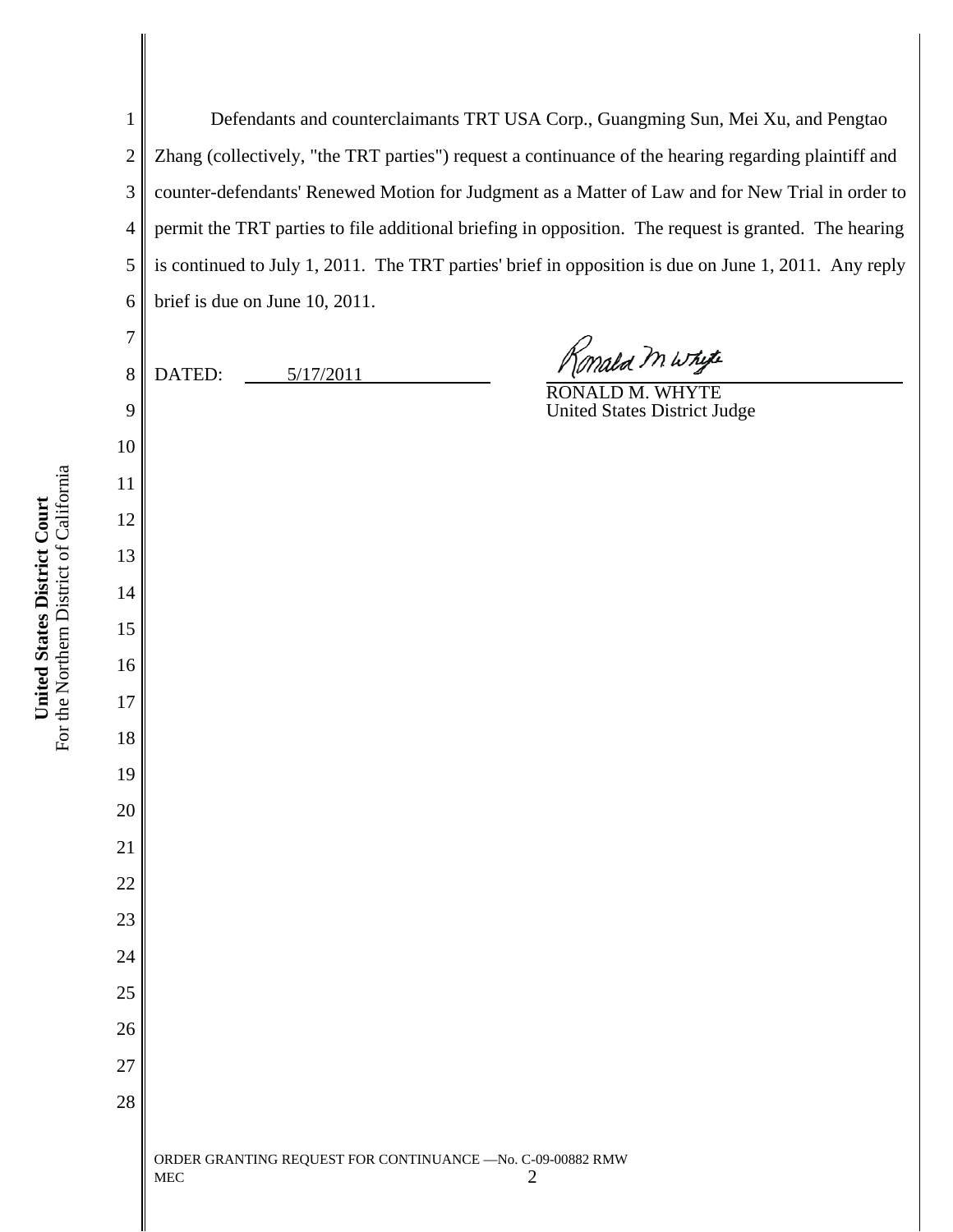Defendants and counterclaimants TRT USA Corp., Guangming Sun, Mei Xu, and Pengtao Zhang (collectively, "the TRT parties") request a continuance of the hearing regarding plaintiff and counter-defendants' Renewed Motion for Judgment as a Matter of Law and for New Trial in order to permit the TRT parties to file additional briefing in opposition. The request is granted. The hearing is continued to July 1, 2011. The TRT parties' brief in opposition is due on June 1, 2011. Any reply brief is due on June 10, 2011.

DATED: 5/17/2011

RONALD M. WHYTE
United States District Judge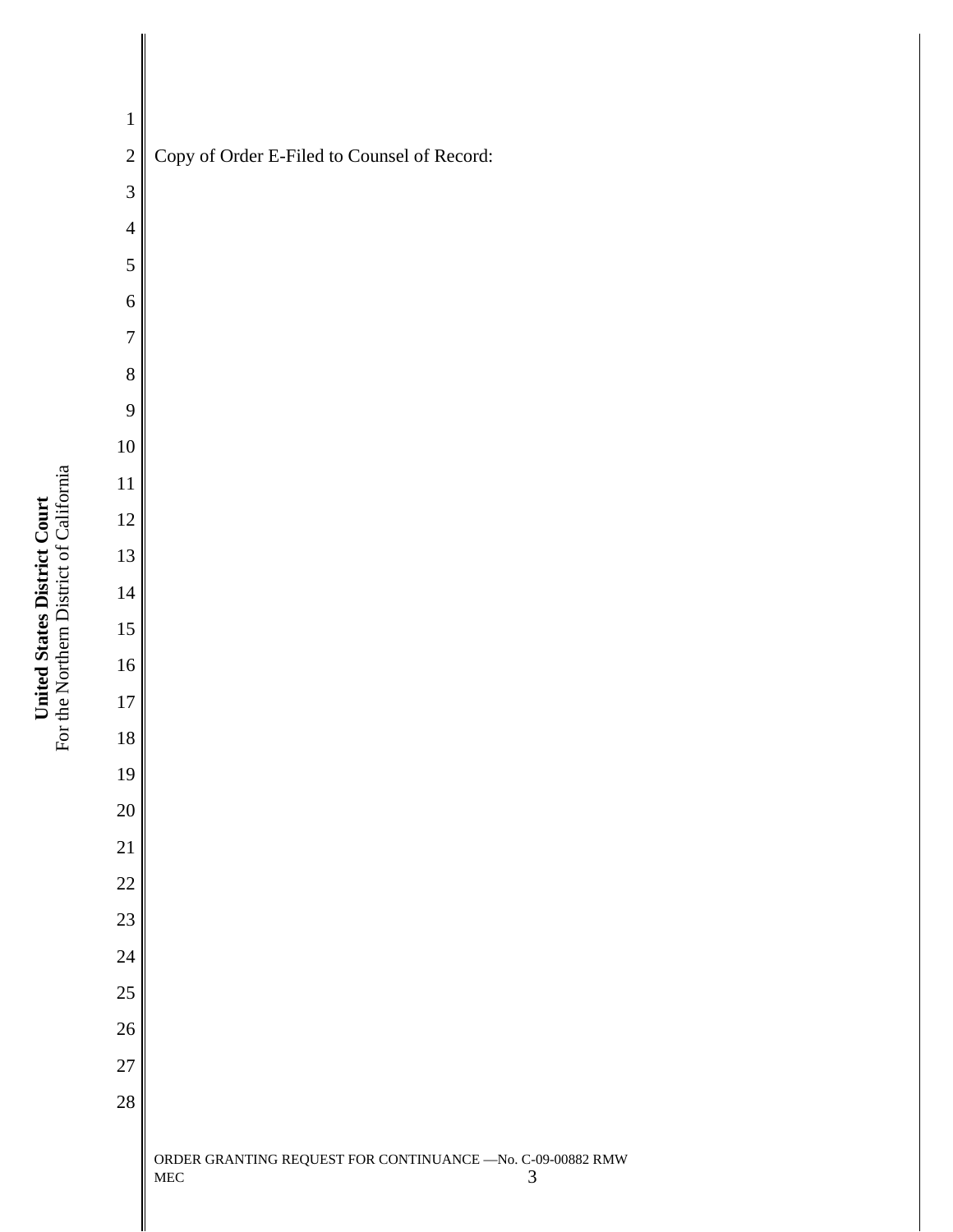Copy of Order E-Filed to Counsel of Record: